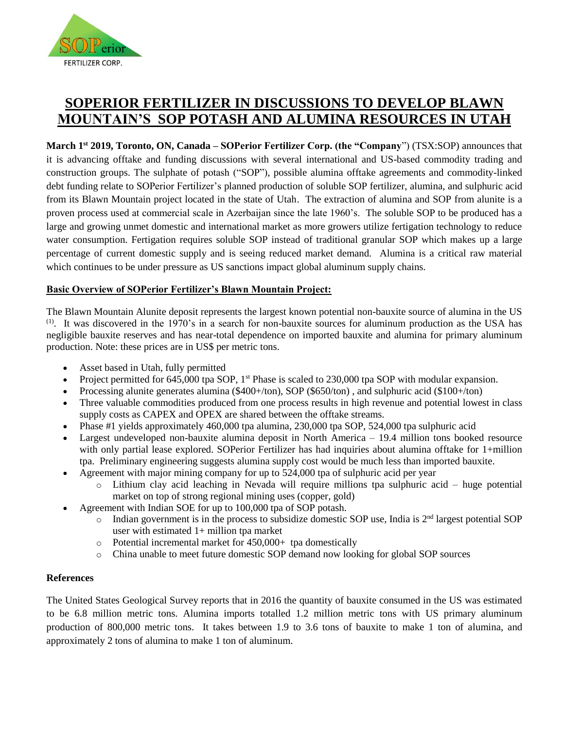SOPerior

FERTILIZER CORP.

# SOPERIOR FERTILIZER IN DISCUSSIONS TO DEVELOP BLAWN MOUNTAIN'S SOP POTASH AND ALUMINA RESOURCES IN UTAH

**March 1st 2019, Toronto, ON, Canada – SOPerior Fertilizer Corp. (the "Company**") (TSX:SOP) announces that it is advancing offtake and funding discussions with several international and US-based commodity trading and construction groups. The sulphate of potash ("SOP"), possible alumina offtake agreements and commodity-linked debt funding relate to SOPerior Fertilizer's planned production of soluble SOP fertilizer, alumina, and sulphuric acid from its Blawn Mountain project located in the state of Utah. The extraction of alumina and SOP from alunite is a proven process used at commercial scale in Azerbaijan since the late 1960's. The soluble SOP to be produced has a large and growing unmet domestic and international market as more growers utilize fertigation technology to reduce water consumption. Fertigation requires soluble SOP instead of traditional granular SOP which makes up a large percentage of current domestic supply and is seeing reduced market demand. Alumina is a critical raw material which continues to be under pressure as US sanctions impact global aluminum supply chains.

## Basic Overview of SOPerior Fertilizer's Blawn Mountain Project:

The Blawn Mountain Alunite deposit represents the largest known potential non-bauxite source of alumina in the US [(1)]. It was discovered in the 1970's in a search for non-bauxite sources for aluminum production as the USA has negligible bauxite reserves and has near-total dependence on imported bauxite and alumina for primary aluminum production. Note: these prices are in US$ per metric tons.

- Asset based in Utah, fully permitted
- Project permitted for 645,000 tpa SOP, 1st Phase is scaled to 230,000 tpa SOP with modular expansion.
- Processing alunite generates alumina ($400+/ton), SOP ($650/ton) , and sulphuric acid ($100+/ton)
- Three valuable commodities produced from one process results in high revenue and potential lowest in class supply costs as CAPEX and OPEX are shared between the offtake streams.
- Phase #1 yields approximately 460,000 tpa alumina, 230,000 tpa SOP, 524,000 tpa sulphuric acid
- Largest undeveloped non-bauxite alumina deposit in North America – 19.4 million tons booked resource with only partial lease explored. SOPerior Fertilizer has had inquiries about alumina offtake for 1+million tpa. Preliminary engineering suggests alumina supply cost would be much less than imported bauxite.
- Agreement with major mining company for up to 524,000 tpa of sulphuric acid per year
  - Lithium clay acid leaching in Nevada will require millions tpa sulphuric acid – huge potential market on top of strong regional mining uses (copper, gold)
- Agreement with Indian SOE for up to 100,000 tpa of SOP potash.
  - Indian government is in the process to subsidize domestic SOP use, India is 2nd largest potential SOP user with estimated 1+ million tpa market
  - Potential incremental market for 450,000+ tpa domestically
  - China unable to meet future domestic SOP demand now looking for global SOP sources

### References

The United States Geological Survey reports that in 2016 the quantity of bauxite consumed in the US was estimated to be 6.8 million metric tons. Alumina imports totalled 1.2 million metric tons with US primary aluminum production of 800,000 metric tons. It takes between 1.9 to 3.6 tons of bauxite to make 1 ton of alumina, and approximately 2 tons of alumina to make 1 ton of aluminum.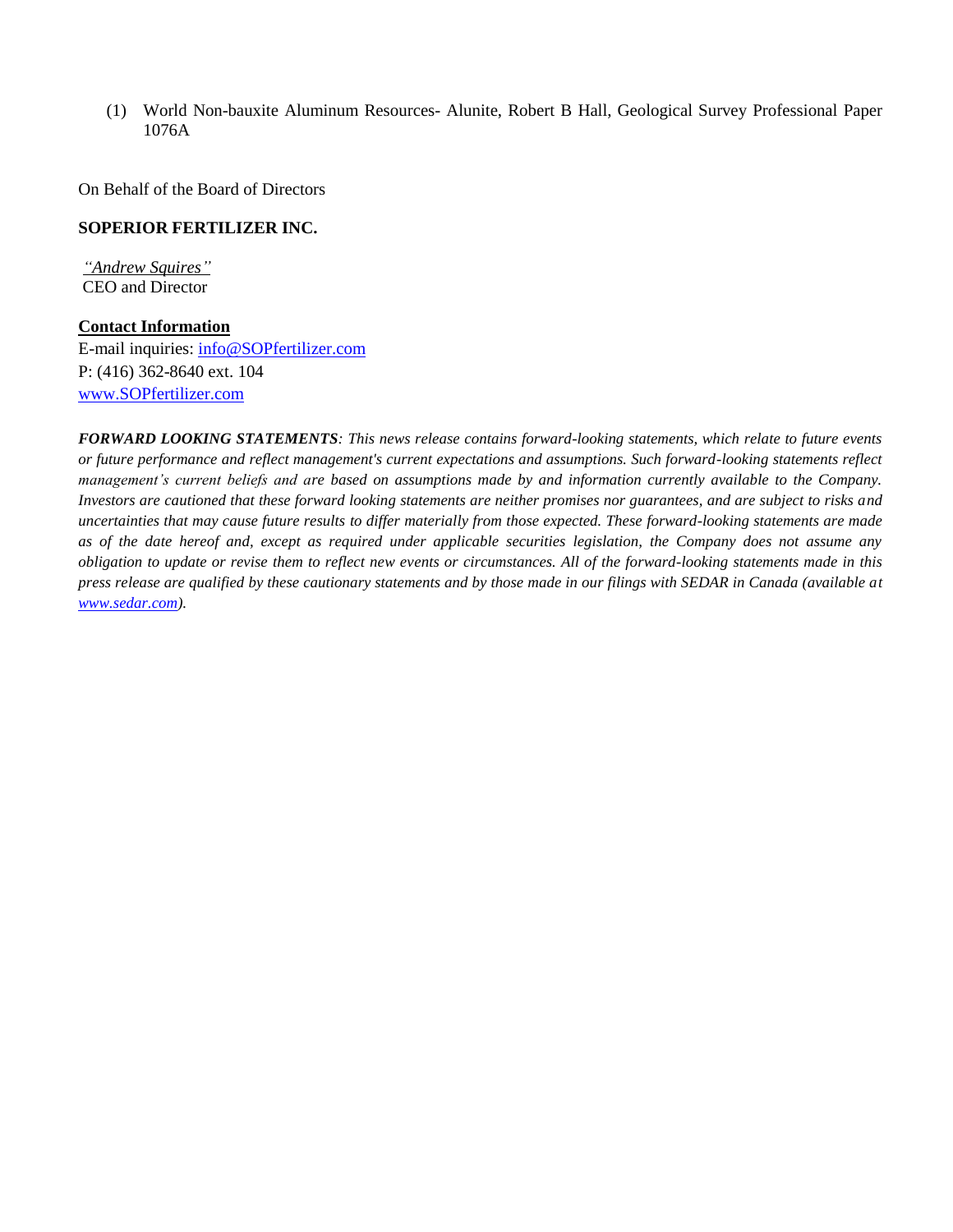(1) World Non-bauxite Aluminum Resources- Alunite, Robert B Hall, Geological Survey Professional Paper 1076A

On Behalf of the Board of Directors

**SOPERIOR FERTILIZER INC.**

*"Andrew Squires"*
CEO and Director

**Contact Information**
E-mail inquiries: info@SOPfertilizer.com
P: (416) 362-8640 ext. 104
www.SOPfertilizer.com

***FORWARD LOOKING STATEMENTS****: This news release contains forward-looking statements, which relate to future events or future performance and reflect management's current expectations and assumptions. Such forward-looking statements reflect management's current beliefs and are based on assumptions made by and information currently available to the Company. Investors are cautioned that these forward looking statements are neither promises nor guarantees, and are subject to risks and uncertainties that may cause future results to differ materially from those expected. These forward-looking statements are made as of the date hereof and, except as required under applicable securities legislation, the Company does not assume any obligation to update or revise them to reflect new events or circumstances. All of the forward-looking statements made in this press release are qualified by these cautionary statements and by those made in our filings with SEDAR in Canada (available at www.sedar.com).*